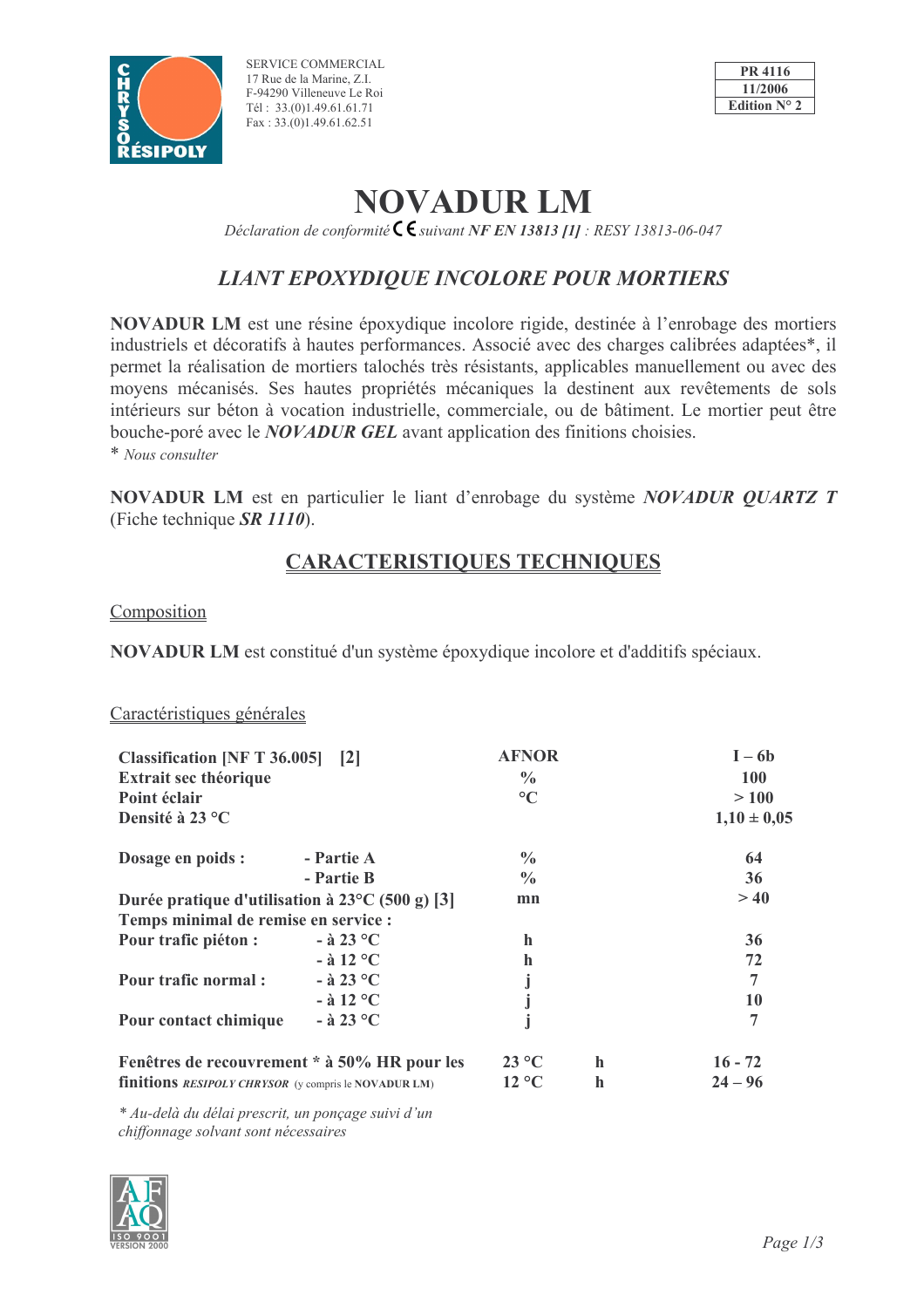SERVICE COMMERCIAL
17 Rue de la Marine, Z.I.
F-94290 Villeneuve Le Roi
Tél : 33.(0)1.49.61.61.71
Fax : 33.(0)1.49.61.62.51

| PR 4116 |
|---|
| 11/2006 |
| Edition N° 2 |

# NOVADUR LM

*Déclaration de conformité CE suivant **NF EN 13813 [1]** : RESY 13813-06-047*

## *LIANT EPOXYDIQUE INCOLORE POUR MORTIERS*

**NOVADUR LM** est une résine époxydique incolore rigide, destinée à l'enrobage des mortiers industriels et décoratifs à hautes performances. Associé avec des charges calibrées adaptées*, il permet la réalisation de mortiers talochés très résistants, applicables manuellement ou avec des moyens mécanisés. Ses hautes propriétés mécaniques la destinent aux revêtements de sols intérieurs sur béton à vocation industrielle, commerciale, ou de bâtiment. Le mortier peut être bouche-poré avec le ***NOVADUR GEL*** avant application des finitions choisies.

\* *Nous consulter*

**NOVADUR LM** est en particulier le liant d'enrobage du système ***NOVADUR QUARTZ T*** (Fiche technique ***SR 1110***).

## CARACTERISTIQUES TECHNIQUES

### Composition

**NOVADUR LM** est constitué d'un système époxydique incolore et d'additifs spéciaux.

### Caractéristiques générales

| | | | | |
|---|---|---|---|---|
| **Classification [NF T 36.005] [2]** | | **AFNOR** | | **I – 6b** |
| **Extrait sec théorique** | | **%** | | **100** |
| **Point éclair** | | **°C** | | **> 100** |
| **Densité à 23 °C** | | | | **1,10 ± 0,05** |
| **Dosage en poids :** | **- Partie A** | **%** | | **64** |
| | **- Partie B** | **%** | | **36** |
| **Durée pratique d'utilisation à 23°C (500 g) [3]** | | **mn** | | **> 40** |
| **Temps minimal de remise en service :** | | | | |
| **Pour trafic piéton :** | **- à 23 °C** | **h** | | **36** |
| | **- à 12 °C** | **h** | | **72** |
| **Pour trafic normal :** | **- à 23 °C** | **j** | | **7** |
| | **- à 12 °C** | **j** | | **10** |
| **Pour contact chimique** | **- à 23 °C** | **j** | | **7** |
| **Fenêtres de recouvrement * à 50% HR pour les finitions** ***RESIPOLY CHRYSOR*** (y compris le **NOVADUR LM**) | | **23 °C** | **h** | **16 - 72** |
| | | **12 °C** | **h** | **24 – 96** |

\* *Au-delà du délai prescrit, un ponçage suivi d'un chiffonnage solvant sont nécessaires*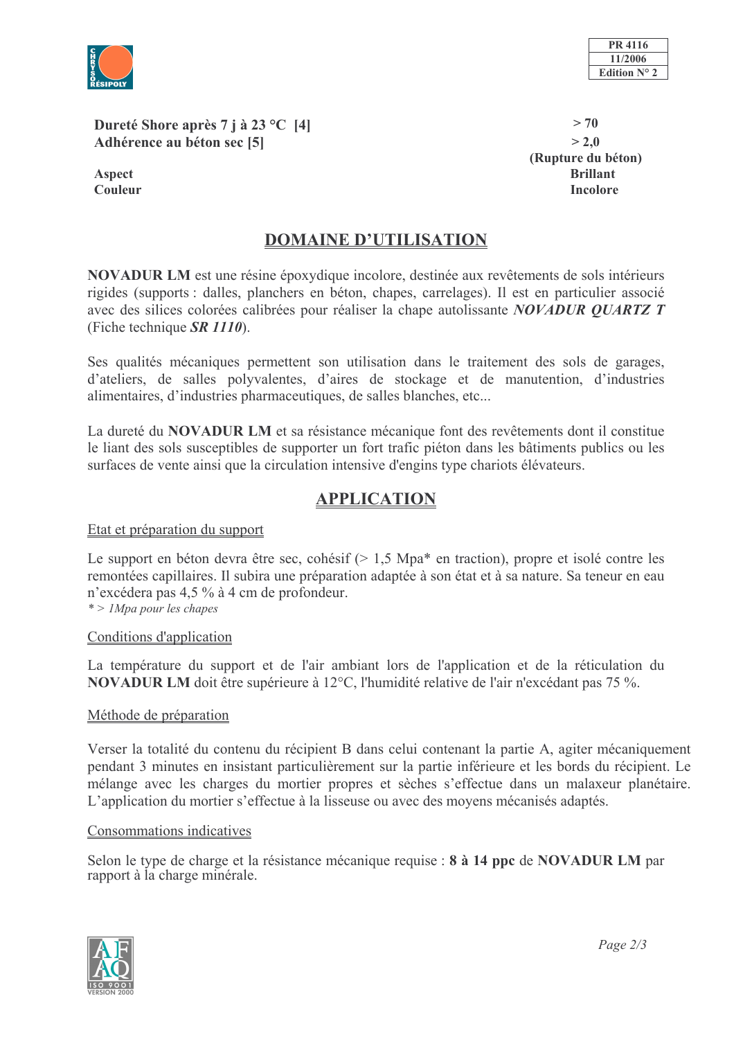| | |
|---|---|
| **Dureté Shore après 7 j à 23 °C [4]** | **> 70** |
| **Adhérence au béton sec [5]** | **> 2,0** **(Rupture du béton)** |
| **Aspect** | **Brillant** |
| **Couleur** | **Incolore** |

## DOMAINE D'UTILISATION

**NOVADUR LM** est une résine époxydique incolore, destinée aux revêtements de sols intérieurs rigides (supports : dalles, planchers en béton, chapes, carrelages). Il est en particulier associé avec des silices colorées calibrées pour réaliser la chape autolissante ***NOVADUR QUARTZ T*** (Fiche technique ***SR 1110***).

Ses qualités mécaniques permettent son utilisation dans le traitement des sols de garages, d'ateliers, de salles polyvalentes, d'aires de stockage et de manutention, d'industries alimentaires, d'industries pharmaceutiques, de salles blanches, etc...

La dureté du **NOVADUR LM** et sa résistance mécanique font des revêtements dont il constitue le liant des sols susceptibles de supporter un fort trafic piéton dans les bâtiments publics ou les surfaces de vente ainsi que la circulation intensive d'engins type chariots élévateurs.

## APPLICATION

### Etat et préparation du support

Le support en béton devra être sec, cohésif (> 1,5 Mpa* en traction), propre et isolé contre les remontées capillaires. Il subira une préparation adaptée à son état et à sa nature. Sa teneur en eau n'excédera pas 4,5 % à 4 cm de profondeur.

*\* > 1Mpa pour les chapes*

### Conditions d'application

La température du support et de l'air ambiant lors de l'application et de la réticulation du **NOVADUR LM** doit être supérieure à 12°C, l'humidité relative de l'air n'excédant pas 75 %.

### Méthode de préparation

Verser la totalité du contenu du récipient B dans celui contenant la partie A, agiter mécaniquement pendant 3 minutes en insistant particulièrement sur la partie inférieure et les bords du récipient. Le mélange avec les charges du mortier propres et sèches s'effectue dans un malaxeur planétaire. L'application du mortier s'effectue à la lisseuse ou avec des moyens mécanisés adaptés.

### Consommations indicatives

Selon le type de charge et la résistance mécanique requise : **8 à 14 ppc** de **NOVADUR LM** par rapport à la charge minérale.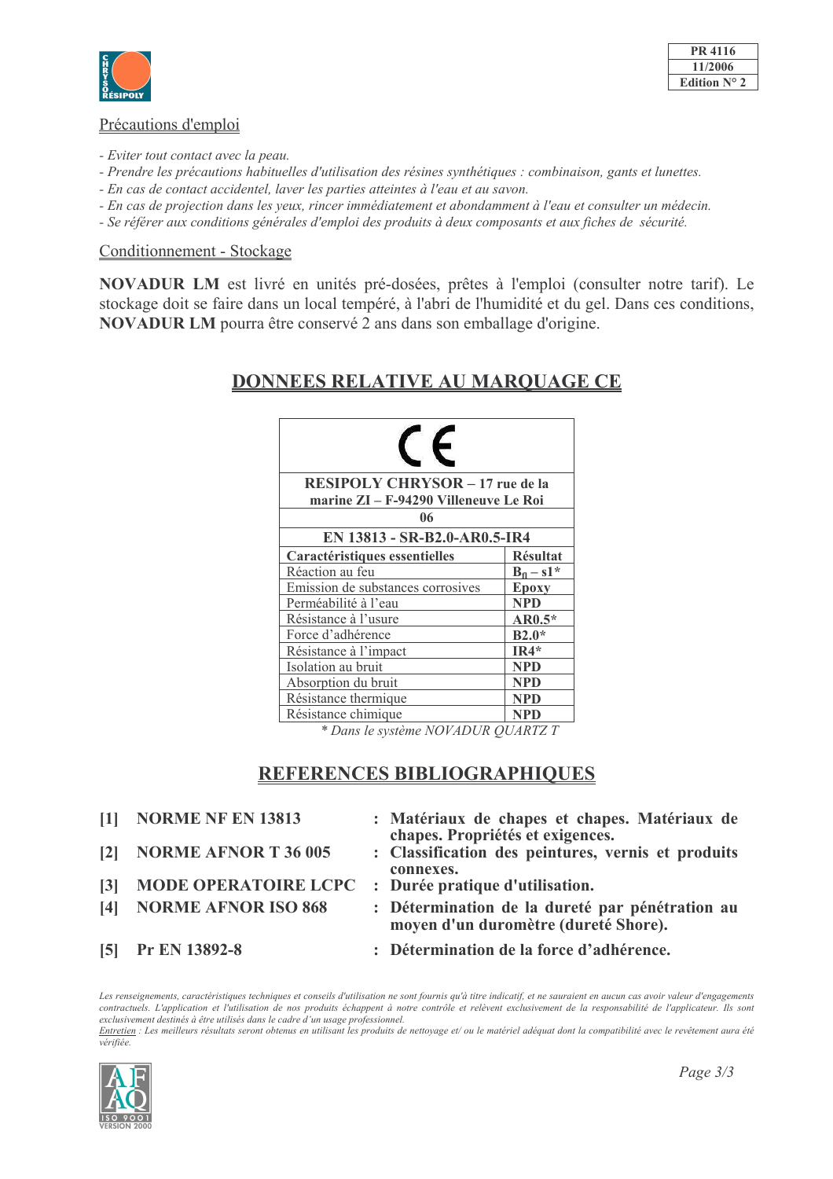## Précautions d'emploi

- *Eviter tout contact avec la peau.*
- *Prendre les précautions habituelles d'utilisation des résines synthétiques : combinaison, gants et lunettes.*
- *En cas de contact accidentel, laver les parties atteintes à l'eau et au savon.*
- *En cas de projection dans les yeux, rincer immédiatement et abondamment à l'eau et consulter un médecin.*
- *Se référer aux conditions générales d'emploi des produits à deux composants et aux fiches de sécurité.*

## Conditionnement - Stockage

**NOVADUR LM** est livré en unités pré-dosées, prêtes à l'emploi (consulter notre tarif). Le stockage doit se faire dans un local tempéré, à l'abri de l'humidité et du gel. Dans ces conditions, **NOVADUR LM** pourra être conservé 2 ans dans son emballage d'origine.

# DONNEES RELATIVE AU MARQUAGE CE

| CE | |
|---|---|
| **RESIPOLY CHRYSOR – 17 rue de la marine ZI – F-94290 Villeneuve Le Roi** | |
| **06** | |
| **EN 13813 - SR-B2.0-AR0.5-IR4** | |
| **Caractéristiques essentielles** | **Résultat** |
| Réaction au feu | **$B_{fl}$ – s1*** |
| Emission de substances corrosives | **Epoxy** |
| Perméabilité à l'eau | **NPD** |
| Résistance à l'usure | **AR0.5*** |
| Force d'adhérence | **B2.0*** |
| Résistance à l'impact | **IR4*** |
| Isolation au bruit | **NPD** |
| Absorption du bruit | **NPD** |
| Résistance thermique | **NPD** |
| Résistance chimique | **NPD** |

*\* Dans le système NOVADUR QUARTZ T*

# REFERENCES BIBLIOGRAPHIQUES

**[1] NORME NF EN 13813** : **Matériaux de chapes et chapes. Matériaux de chapes. Propriétés et exigences.**

**[2] NORME AFNOR T 36 005** : **Classification des peintures, vernis et produits connexes.**

**[3] MODE OPERATOIRE LCPC** : **Durée pratique d'utilisation.**

**[4] NORME AFNOR ISO 868** : **Détermination de la dureté par pénétration au moyen d'un duromètre (dureté Shore).**

**[5] Pr EN 13892-8** : **Détermination de la force d'adhérence.**

*Les renseignements, caractéristiques techniques et conseils d'utilisation ne sont fournis qu'à titre indicatif, et ne sauraient en aucun cas avoir valeur d'engagements contractuels. L'application et l'utilisation de nos produits échappent à notre contrôle et relèvent exclusivement de la responsabilité de l'applicateur. Ils sont exclusivement destinés à être utilisés dans le cadre d'un usage professionnel.*
*Entretien : Les meilleurs résultats seront obtenus en utilisant les produits de nettoyage et/ ou le matériel adéquat dont la compatibilité avec le revêtement aura été vérifiée.*